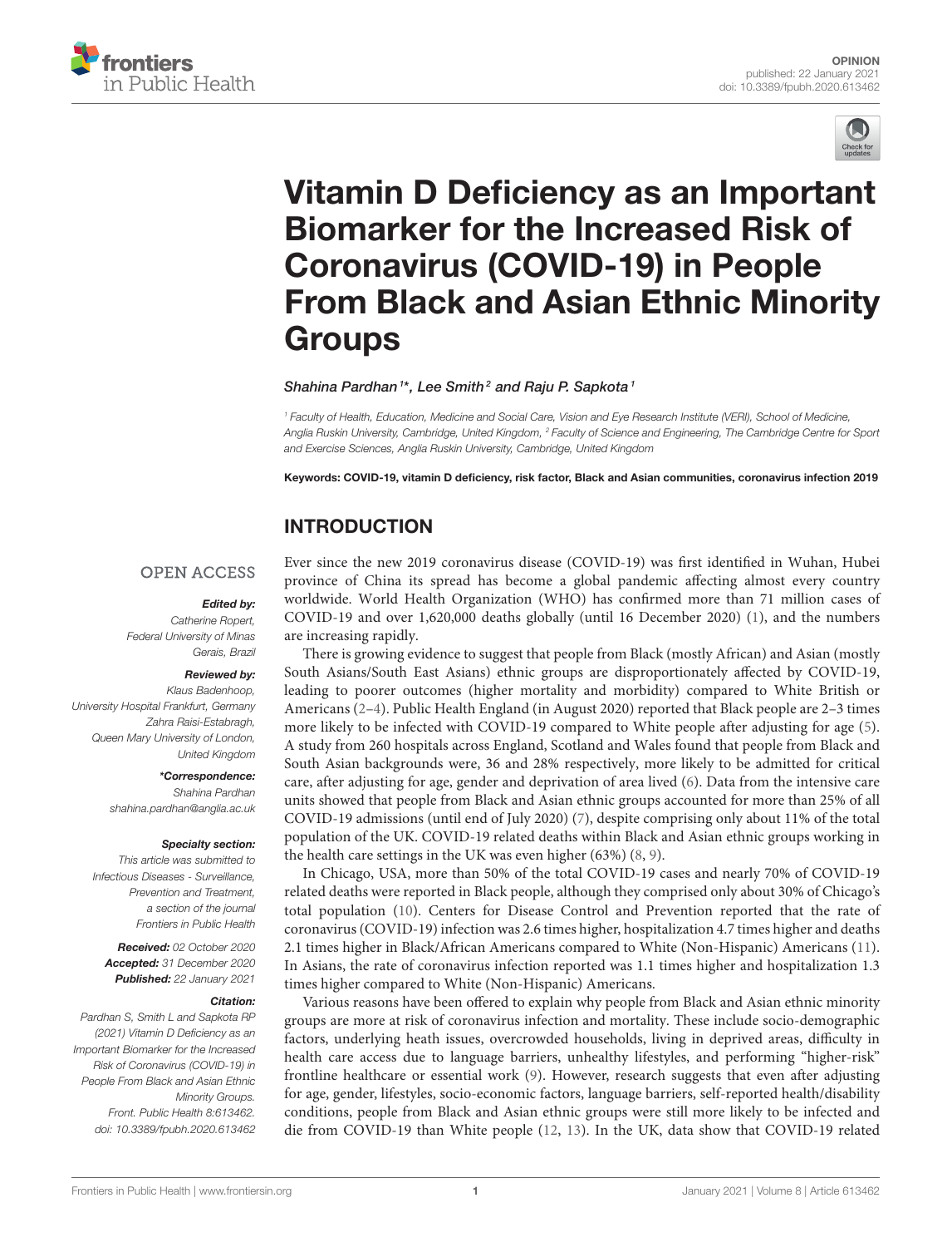OPINION
published: 22 January 2021
doi: 10.3389/fpubh.2020.613462

# Vitamin D Deficiency as an Important Biomarker for the Increased Risk of Coronavirus (COVID-19) in People From Black and Asian Ethnic Minority Groups

*Shahina Pardhan[1]\*, Lee Smith[2] and Raju P. Sapkota[1]*

[1] Faculty of Health, Education, Medicine and Social Care, Vision and Eye Research Institute (VERI), School of Medicine, Anglia Ruskin University, Cambridge, United Kingdom, [2] Faculty of Science and Engineering, The Cambridge Centre for Sport and Exercise Sciences, Anglia Ruskin University, Cambridge, United Kingdom

**Keywords: COVID-19, vitamin D deficiency, risk factor, Black and Asian communities, coronavirus infection 2019**

OPEN ACCESS

***Edited by:***
Catherine Ropert,
Federal University of Minas Gerais, Brazil

***Reviewed by:***
Klaus Badenhoop,
University Hospital Frankfurt, Germany
Zahra Raisi-Estabragh,
Queen Mary University of London,
United Kingdom

***\*Correspondence:***
Shahina Pardhan
shahina.pardhan@anglia.ac.uk

***Specialty section:***
This article was submitted to Infectious Diseases - Surveillance, Prevention and Treatment, a section of the journal Frontiers in Public Health

***Received:*** 02 October 2020
***Accepted:*** 31 December 2020
***Published:*** 22 January 2021

***Citation:***
Pardhan S, Smith L and Sapkota RP (2021) Vitamin D Deficiency as an Important Biomarker for the Increased Risk of Coronavirus (COVID-19) in People From Black and Asian Ethnic Minority Groups. Front. Public Health 8:613462. doi: 10.3389/fpubh.2020.613462

## INTRODUCTION

Ever since the new 2019 coronavirus disease (COVID-19) was first identified in Wuhan, Hubei province of China its spread has become a global pandemic affecting almost every country worldwide. World Health Organization (WHO) has confirmed more than 71 million cases of COVID-19 and over 1,620,000 deaths globally (until 16 December 2020) (1), and the numbers are increasing rapidly.

There is growing evidence to suggest that people from Black (mostly African) and Asian (mostly South Asians/South East Asians) ethnic groups are disproportionately affected by COVID-19, leading to poorer outcomes (higher mortality and morbidity) compared to White British or Americans (2–4). Public Health England (in August 2020) reported that Black people are 2–3 times more likely to be infected with COVID-19 compared to White people after adjusting for age (5). A study from 260 hospitals across England, Scotland and Wales found that people from Black and South Asian backgrounds were, 36 and 28% respectively, more likely to be admitted for critical care, after adjusting for age, gender and deprivation of area lived (6). Data from the intensive care units showed that people from Black and Asian ethnic groups accounted for more than 25% of all COVID-19 admissions (until end of July 2020) (7), despite comprising only about 11% of the total population of the UK. COVID-19 related deaths within Black and Asian ethnic groups working in the health care settings in the UK was even higher (63%) (8, 9).

In Chicago, USA, more than 50% of the total COVID-19 cases and nearly 70% of COVID-19 related deaths were reported in Black people, although they comprised only about 30% of Chicago's total population (10). Centers for Disease Control and Prevention reported that the rate of coronavirus (COVID-19) infection was 2.6 times higher, hospitalization 4.7 times higher and deaths 2.1 times higher in Black/African Americans compared to White (Non-Hispanic) Americans (11). In Asians, the rate of coronavirus infection reported was 1.1 times higher and hospitalization 1.3 times higher compared to White (Non-Hispanic) Americans.

Various reasons have been offered to explain why people from Black and Asian ethnic minority groups are more at risk of coronavirus infection and mortality. These include socio-demographic factors, underlying heath issues, overcrowded households, living in deprived areas, difficulty in health care access due to language barriers, unhealthy lifestyles, and performing "higher-risk" frontline healthcare or essential work (9). However, research suggests that even after adjusting for age, gender, lifestyles, socio-economic factors, language barriers, self-reported health/disability conditions, people from Black and Asian ethnic groups were still more likely to be infected and die from COVID-19 than White people (12, 13). In the UK, data show that COVID-19 related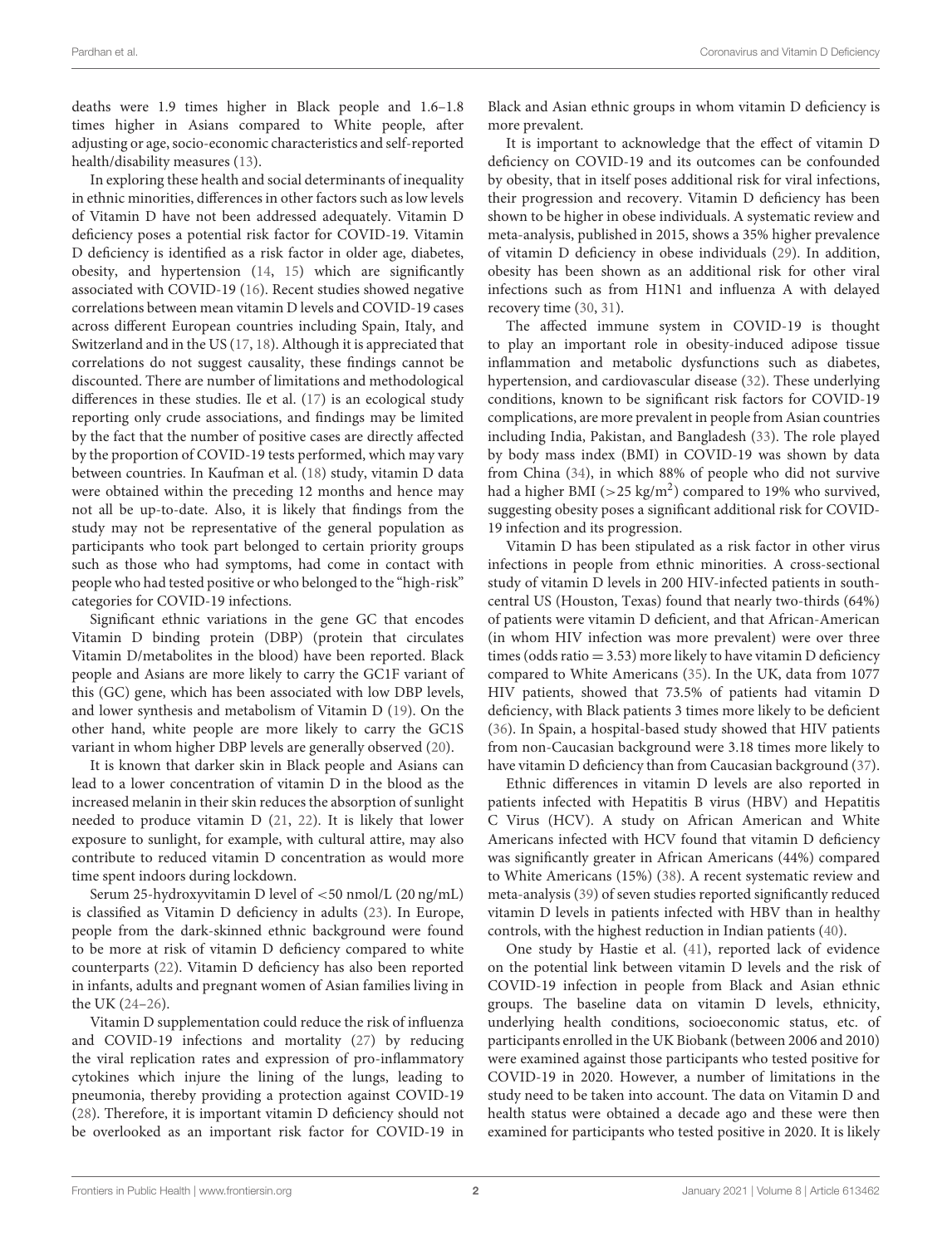deaths were 1.9 times higher in Black people and 1.6–1.8 times higher in Asians compared to White people, after adjusting or age, socio-economic characteristics and self-reported health/disability measures (13).

In exploring these health and social determinants of inequality in ethnic minorities, differences in other factors such as low levels of Vitamin D have not been addressed adequately. Vitamin D deficiency poses a potential risk factor for COVID-19. Vitamin D deficiency is identified as a risk factor in older age, diabetes, obesity, and hypertension (14, 15) which are significantly associated with COVID-19 (16). Recent studies showed negative correlations between mean vitamin D levels and COVID-19 cases across different European countries including Spain, Italy, and Switzerland and in the US (17, 18). Although it is appreciated that correlations do not suggest causality, these findings cannot be discounted. There are number of limitations and methodological differences in these studies. Ile et al. (17) is an ecological study reporting only crude associations, and findings may be limited by the fact that the number of positive cases are directly affected by the proportion of COVID-19 tests performed, which may vary between countries. In Kaufman et al. (18) study, vitamin D data were obtained within the preceding 12 months and hence may not all be up-to-date. Also, it is likely that findings from the study may not be representative of the general population as participants who took part belonged to certain priority groups such as those who had symptoms, had come in contact with people who had tested positive or who belonged to the "high-risk" categories for COVID-19 infections.

Significant ethnic variations in the gene GC that encodes Vitamin D binding protein (DBP) (protein that circulates Vitamin D/metabolites in the blood) have been reported. Black people and Asians are more likely to carry the GC1F variant of this (GC) gene, which has been associated with low DBP levels, and lower synthesis and metabolism of Vitamin D (19). On the other hand, white people are more likely to carry the GC1S variant in whom higher DBP levels are generally observed (20).

It is known that darker skin in Black people and Asians can lead to a lower concentration of vitamin D in the blood as the increased melanin in their skin reduces the absorption of sunlight needed to produce vitamin D (21, 22). It is likely that lower exposure to sunlight, for example, with cultural attire, may also contribute to reduced vitamin D concentration as would more time spent indoors during lockdown.

Serum 25-hydroxyvitamin D level of <50 nmol/L (20 ng/mL) is classified as Vitamin D deficiency in adults (23). In Europe, people from the dark-skinned ethnic background were found to be more at risk of vitamin D deficiency compared to white counterparts (22). Vitamin D deficiency has also been reported in infants, adults and pregnant women of Asian families living in the UK (24–26).

Vitamin D supplementation could reduce the risk of influenza and COVID-19 infections and mortality (27) by reducing the viral replication rates and expression of pro-inflammatory cytokines which injure the lining of the lungs, leading to pneumonia, thereby providing a protection against COVID-19 (28). Therefore, it is important vitamin D deficiency should not be overlooked as an important risk factor for COVID-19 in Black and Asian ethnic groups in whom vitamin D deficiency is more prevalent.

It is important to acknowledge that the effect of vitamin D deficiency on COVID-19 and its outcomes can be confounded by obesity, that in itself poses additional risk for viral infections, their progression and recovery. Vitamin D deficiency has been shown to be higher in obese individuals. A systematic review and meta-analysis, published in 2015, shows a 35% higher prevalence of vitamin D deficiency in obese individuals (29). In addition, obesity has been shown as an additional risk for other viral infections such as from H1N1 and influenza A with delayed recovery time (30, 31).

The affected immune system in COVID-19 is thought to play an important role in obesity-induced adipose tissue inflammation and metabolic dysfunctions such as diabetes, hypertension, and cardiovascular disease (32). These underlying conditions, known to be significant risk factors for COVID-19 complications, are more prevalent in people from Asian countries including India, Pakistan, and Bangladesh (33). The role played by body mass index (BMI) in COVID-19 was shown by data from China (34), in which 88% of people who did not survive had a higher BMI (>25 kg/m$^2$) compared to 19% who survived, suggesting obesity poses a significant additional risk for COVID-19 infection and its progression.

Vitamin D has been stipulated as a risk factor in other virus infections in people from ethnic minorities. A cross-sectional study of vitamin D levels in 200 HIV-infected patients in south-central US (Houston, Texas) found that nearly two-thirds (64%) of patients were vitamin D deficient, and that African-American (in whom HIV infection was more prevalent) were over three times (odds ratio = 3.53) more likely to have vitamin D deficiency compared to White Americans (35). In the UK, data from 1077 HIV patients, showed that 73.5% of patients had vitamin D deficiency, with Black patients 3 times more likely to be deficient (36). In Spain, a hospital-based study showed that HIV patients from non-Caucasian background were 3.18 times more likely to have vitamin D deficiency than from Caucasian background (37).

Ethnic differences in vitamin D levels are also reported in patients infected with Hepatitis B virus (HBV) and Hepatitis C Virus (HCV). A study on African American and White Americans infected with HCV found that vitamin D deficiency was significantly greater in African Americans (44%) compared to White Americans (15%) (38). A recent systematic review and meta-analysis (39) of seven studies reported significantly reduced vitamin D levels in patients infected with HBV than in healthy controls, with the highest reduction in Indian patients (40).

One study by Hastie et al. (41), reported lack of evidence on the potential link between vitamin D levels and the risk of COVID-19 infection in people from Black and Asian ethnic groups. The baseline data on vitamin D levels, ethnicity, underlying health conditions, socioeconomic status, etc. of participants enrolled in the UK Biobank (between 2006 and 2010) were examined against those participants who tested positive for COVID-19 in 2020. However, a number of limitations in the study need to be taken into account. The data on Vitamin D and health status were obtained a decade ago and these were then examined for participants who tested positive in 2020. It is likely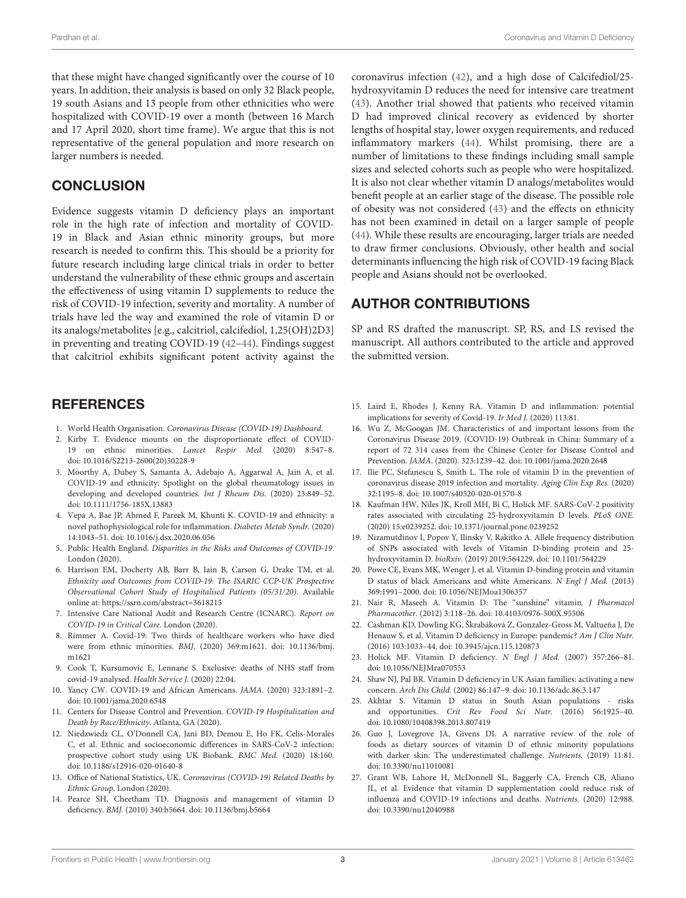that these might have changed significantly over the course of 10 years. In addition, their analysis is based on only 32 Black people, 19 south Asians and 13 people from other ethnicities who were hospitalized with COVID-19 over a month (between 16 March and 17 April 2020, short time frame). We argue that this is not representative of the general population and more research on larger numbers is needed.

## CONCLUSION

Evidence suggests vitamin D deficiency plays an important role in the high rate of infection and mortality of COVID-19 in Black and Asian ethnic minority groups, but more research is needed to confirm this. This should be a priority for future research including large clinical trials in order to better understand the vulnerability of these ethnic groups and ascertain the effectiveness of using vitamin D supplements to reduce the risk of COVID-19 infection, severity and mortality. A number of trials have led the way and examined the role of vitamin D or its analogs/metabolites [e.g., calcitriol, calcifediol, 1,25(OH)2D3] in preventing and treating COVID-19 (42–44). Findings suggest that calcitriol exhibits significant potent activity against the coronavirus infection (42), and a high dose of Calcifediol/25-hydroxyvitamin D reduces the need for intensive care treatment (43). Another trial showed that patients who received vitamin D had improved clinical recovery as evidenced by shorter lengths of hospital stay, lower oxygen requirements, and reduced inflammatory markers (44). Whilst promising, there are a number of limitations to these findings including small sample sizes and selected cohorts such as people who were hospitalized. It is also not clear whether vitamin D analogs/metabolites would benefit people at an earlier stage of the disease. The possible role of obesity was not considered (43) and the effects on ethnicity has not been examined in detail on a larger sample of people (44). While these results are encouraging, larger trials are needed to draw firmer conclusions. Obviously, other health and social determinants influencing the high risk of COVID-19 facing Black people and Asians should not be overlooked.

## AUTHOR CONTRIBUTIONS

SP and RS drafted the manuscript. SP, RS, and LS revised the manuscript. All authors contributed to the article and approved the submitted version.

## REFERENCES

1. World Health Organisation. *Coronavirus Disease (COVID-19) Dashboard.*
2. Kirby T. Evidence mounts on the disproportionate effect of COVID-19 on ethnic minorities. *Lancet Respir Med.* (2020) 8:547–8. doi: 10.1016/S2213-2600(20)30228-9
3. Moorthy A, Dubey S, Samanta A, Adebajo A, Aggarwal A, Jain A, et al. COVID-19 and ethnicity: Spotlight on the global rheumatology issues in developing and developed countries. *Int J Rheum Dis.* (2020) 23:849–52. doi: 10.1111/1756-185X.13883
4. Vepa A, Bae JP, Ahmed F, Pareek M, Khunti K. COVID-19 and ethnicity: a novel pathophysiological role for inflammation. *Diabetes Metab Syndr.* (2020) 14:1043–51. doi: 10.1016/j.dsx.2020.06.056
5. Public Health England. *Disparities in the Risks and Outcomes of COVID-19*. London (2020).
6. Harrison EM, Docherty AB, Barr B, Iain B, Carson G, Drake TM, et al. *Ethnicity and Outcomes from COVID-19: The ISARIC CCP-UK Prospective Observational Cohort Study of Hospitalised Patients (05/31/20).* Available online at: https://ssrn.com/abstract=3618215
7. Intensive Care National Audit and Research Centre (ICNARC). *Report on COVID-19 in Critical Care*. London (2020).
8. Rimmer A. Covid-19: Two thirds of healthcare workers who have died were from ethnic minorities. *BMJ.* (2020) 369:m1621. doi: 10.1136/bmj.m1621
9. Cook T, Kursumovic E, Lennane S. Exclusive: deaths of NHS staff from covid-19 analysed. *Health Service J.* (2020) 22:04.
10. Yancy CW. COVID-19 and African Americans. *JAMA.* (2020) 323:1891–2. doi: 10.1001/jama.2020.6548
11. Centers for Disease Control and Prevention. *COVID-19 Hospitalization and Death by Race/Ethnicity*. Atlanta, GA (2020).
12. Niedzwiedz CL, O'Donnell CA, Jani BD, Demou E, Ho FK, Celis-Morales C, et al. Ethnic and socioeconomic differences in SARS-CoV-2 infection: prospective cohort study using UK Biobank. *BMC Med.* (2020) 18:160. doi: 10.1186/s12916-020-01640-8
13. Office of National Statistics, UK. *Coronavirus (COVID-19) Related Deaths by Ethnic Group*. London (2020).
14. Pearce SH, Cheetham TD. Diagnosis and management of vitamin D deficiency. *BMJ.* (2010) 340:b5664. doi: 10.1136/bmj.b5664
15. Laird E, Rhodes J, Kenny RA. Vitamin D and inflammation: potential implications for severity of Covid-19. *Ir Med J.* (2020) 113:81.
16. Wu Z, McGoogan JM. Characteristics of and important lessons from the Coronavirus Disease 2019. (COVID-19) Outbreak in China: Summary of a report of 72 314 cases from the Chinese Center for Disease Control and Prevention. *JAMA.* (2020). 323:1239–42. doi: 10.1001/jama.2020.2648
17. Ilie PC, Stefanescu S, Smith L. The role of vitamin D in the prevention of coronavirus disease 2019 infection and mortality. *Aging Clin Exp Res.* (2020) 32:1195–8. doi: 10.1007/s40520-020-01570-8
18. Kaufman HW, Niles JK, Kroll MH, Bi C, Holick MF. SARS-CoV-2 positivity rates associated with circulating 25-hydroxyvitamin D levels. *PLoS ONE.* (2020) 15:e0239252. doi: 10.1371/journal.pone.0239252
19. Nizamutdinov I, Popov Y, Ilinsky V, Rakitko A. Allele frequency distribution of SNPs associated with levels of Vitamin D-binding protein and 25-hydroxyvitamin D. *bioRxiv*. (2019) 2019:564229. doi: 10.1101/564229
20. Powe CE, Evans MK, Wenger J, et al. Vitamin D-binding protein and vitamin D status of black Americans and white Americans. *N Engl J Med.* (2013) 369:1991–2000. doi: 10.1056/NEJMoa1306357
21. Nair R, Maseeh A. Vitamin D: The "sunshine" vitamin. *J Pharmacol Pharmacother*. (2012) 3:118–26. doi: 10.4103/0976-500X.95506
22. Cashman KD, Dowling KG, Škrabáková Z, Gonzalez-Gross M, Valtueña J, De Henauw S, et al. Vitamin D deficiency in Europe: pandemic? *Am J Clin Nutr.* (2016) 103:1033–44. doi: 10.3945/ajcn.115.120873
23. Holick MF. Vitamin D deficiency. *N Engl J Med.* (2007) 357:266–81. doi: 10.1056/NEJMra070553
24. Shaw NJ, Pal BR. Vitamin D deficiency in UK Asian families: activating a new concern. *Arch Dis Child.* (2002) 86:147–9. doi: 10.1136/adc.86.3.147
25. Akhtar S. Vitamin D status in South Asian populations - risks and opportunities. *Crit Rev Food Sci Nutr.* (2016) 56:1925–40. doi: 10.1080/10408398.2013.807419
26. Guo J, Lovegrove JA, Givens DI. A narrative review of the role of foods as dietary sources of vitamin D of ethnic minority populations with darker skin: The underestimated challenge. *Nutrients.* (2019) 11:81. doi: 10.3390/nu11010081
27. Grant WB, Lahore H, McDonnell SL, Baggerly CA, French CB, Aliano JL, et al. Evidence that vitamin D supplementation could reduce risk of influenza and COVID-19 infections and deaths. *Nutrients.* (2020) 12:988. doi: 10.3390/nu12040988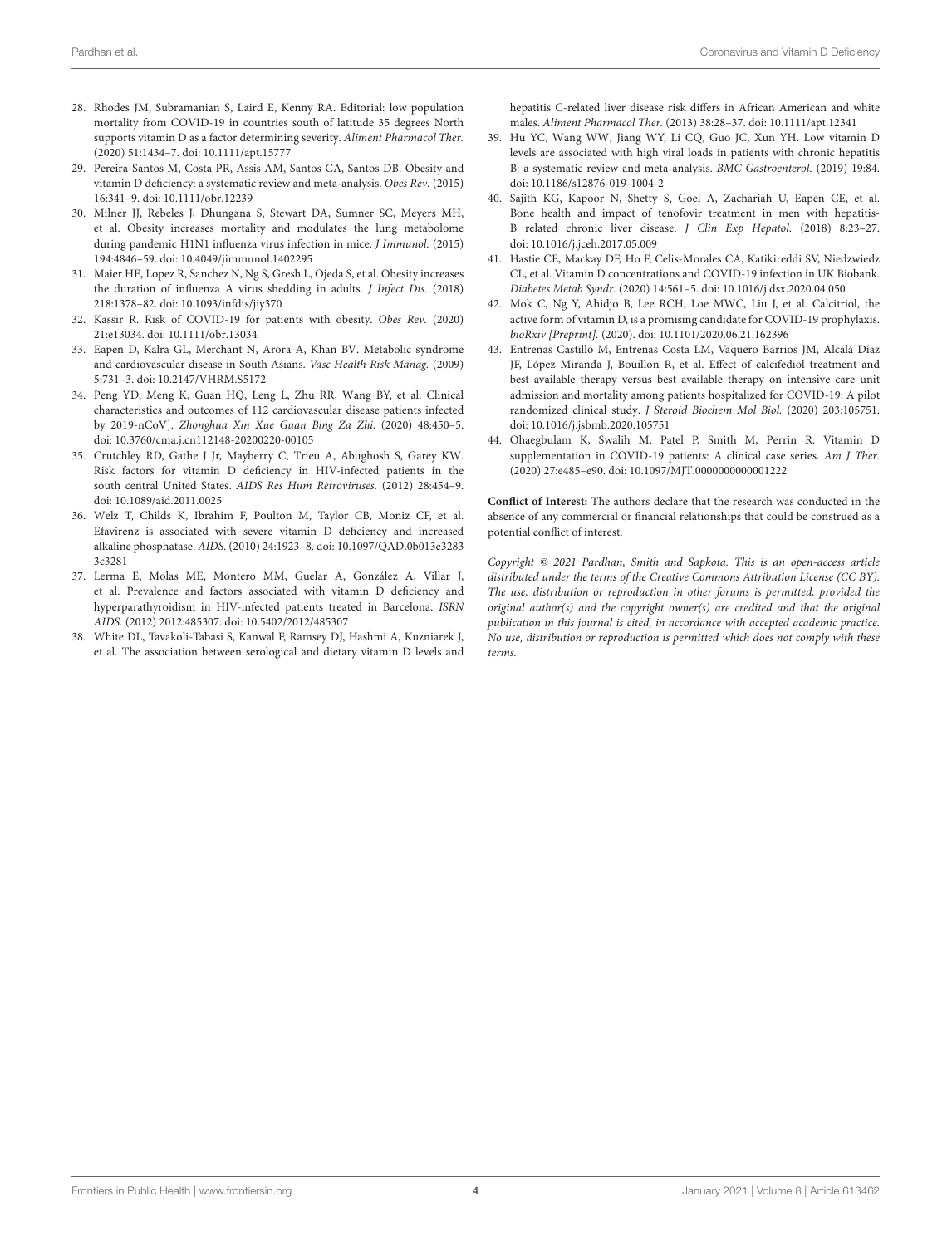28. Rhodes JM, Subramanian S, Laird E, Kenny RA. Editorial: low population mortality from COVID-19 in countries south of latitude 35 degrees North supports vitamin D as a factor determining severity. *Aliment Pharmacol Ther.* (2020) 51:1434–7. doi: 10.1111/apt.15777
29. Pereira-Santos M, Costa PR, Assis AM, Santos CA, Santos DB. Obesity and vitamin D deficiency: a systematic review and meta-analysis. *Obes Rev.* (2015) 16:341–9. doi: 10.1111/obr.12239
30. Milner JJ, Rebeles J, Dhungana S, Stewart DA, Sumner SC, Meyers MH, et al. Obesity increases mortality and modulates the lung metabolome during pandemic H1N1 influenza virus infection in mice. *J Immunol.* (2015) 194:4846–59. doi: 10.4049/jimmunol.1402295
31. Maier HE, Lopez R, Sanchez N, Ng S, Gresh L, Ojeda S, et al. Obesity increases the duration of influenza A virus shedding in adults. *J Infect Dis.* (2018) 218:1378–82. doi: 10.1093/infdis/jiy370
32. Kassir R. Risk of COVID-19 for patients with obesity. *Obes Rev.* (2020) 21:e13034. doi: 10.1111/obr.13034
33. Eapen D, Kalra GL, Merchant N, Arora A, Khan BV. Metabolic syndrome and cardiovascular disease in South Asians. *Vasc Health Risk Manag.* (2009) 5:731–3. doi: 10.2147/VHRM.S5172
34. Peng YD, Meng K, Guan HQ, Leng L, Zhu RR, Wang BY, et al. Clinical characteristics and outcomes of 112 cardiovascular disease patients infected by 2019-nCoV]. *Zhonghua Xin Xue Guan Bing Za Zhi.* (2020) 48:450–5. doi: 10.3760/cma.j.cn112148-20200220-00105
35. Crutchley RD, Gathe J Jr, Mayberry C, Trieu A, Abughosh S, Garey KW. Risk factors for vitamin D deficiency in HIV-infected patients in the south central United States. *AIDS Res Hum Retroviruses.* (2012) 28:454–9. doi: 10.1089/aid.2011.0025
36. Welz T, Childs K, Ibrahim F, Poulton M, Taylor CB, Moniz CF, et al. Efavirenz is associated with severe vitamin D deficiency and increased alkaline phosphatase. *AIDS.* (2010) 24:1923–8. doi: 10.1097/QAD.0b013e32833c3281
37. Lerma E, Molas ME, Montero MM, Guelar A, González A, Villar J, et al. Prevalence and factors associated with vitamin D deficiency and hyperparathyroidism in HIV-infected patients treated in Barcelona. *ISRN AIDS.* (2012) 2012:485307. doi: 10.5402/2012/485307
38. White DL, Tavakoli-Tabasi S, Kanwal F, Ramsey DJ, Hashmi A, Kuzniarek J, et al. The association between serological and dietary vitamin D levels and hepatitis C-related liver disease risk differs in African American and white males. *Aliment Pharmacol Ther.* (2013) 38:28–37. doi: 10.1111/apt.12341
39. Hu YC, Wang WW, Jiang WY, Li CQ, Guo JC, Xun YH. Low vitamin D levels are associated with high viral loads in patients with chronic hepatitis B: a systematic review and meta-analysis. *BMC Gastroenterol.* (2019) 19:84. doi: 10.1186/s12876-019-1004-2
40. Sajith KG, Kapoor N, Shetty S, Goel A, Zachariah U, Eapen CE, et al. Bone health and impact of tenofovir treatment in men with hepatitis-B related chronic liver disease. *J Clin Exp Hepatol.* (2018) 8:23–27. doi: 10.1016/j.jceh.2017.05.009
41. Hastie CE, Mackay DF, Ho F, Celis-Morales CA, Katikireddi SV, Niedzwiedz CL, et al. Vitamin D concentrations and COVID-19 infection in UK Biobank. *Diabetes Metab Syndr.* (2020) 14:561–5. doi: 10.1016/j.dsx.2020.04.050
42. Mok C, Ng Y, Ahidjo B, Lee RCH, Loe MWC, Liu J, et al. Calcitriol, the active form of vitamin D, is a promising candidate for COVID-19 prophylaxis. *bioRxiv [Preprint].* (2020). doi: 10.1101/2020.06.21.162396
43. Entrenas Castillo M, Entrenas Costa LM, Vaquero Barrios JM, Alcalá Díaz JF, López Miranda J, Bouillon R, et al. Effect of calcifediol treatment and best available therapy versus best available therapy on intensive care unit admission and mortality among patients hospitalized for COVID-19: A pilot randomized clinical study. *J Steroid Biochem Mol Biol.* (2020) 203:105751. doi: 10.1016/j.jsbmb.2020.105751
44. Ohaegbulam K, Swalih M, Patel P, Smith M, Perrin R. Vitamin D supplementation in COVID-19 patients: A clinical case series. *Am J Ther.* (2020) 27:e485–e90. doi: 10.1097/MJT.0000000000001222

**Conflict of Interest:** The authors declare that the research was conducted in the absence of any commercial or financial relationships that could be construed as a potential conflict of interest.

*Copyright © 2021 Pardhan, Smith and Sapkota. This is an open-access article distributed under the terms of the Creative Commons Attribution License (CC BY). The use, distribution or reproduction in other forums is permitted, provided the original author(s) and the copyright owner(s) are credited and that the original publication in this journal is cited, in accordance with accepted academic practice. No use, distribution or reproduction is permitted which does not comply with these terms.*